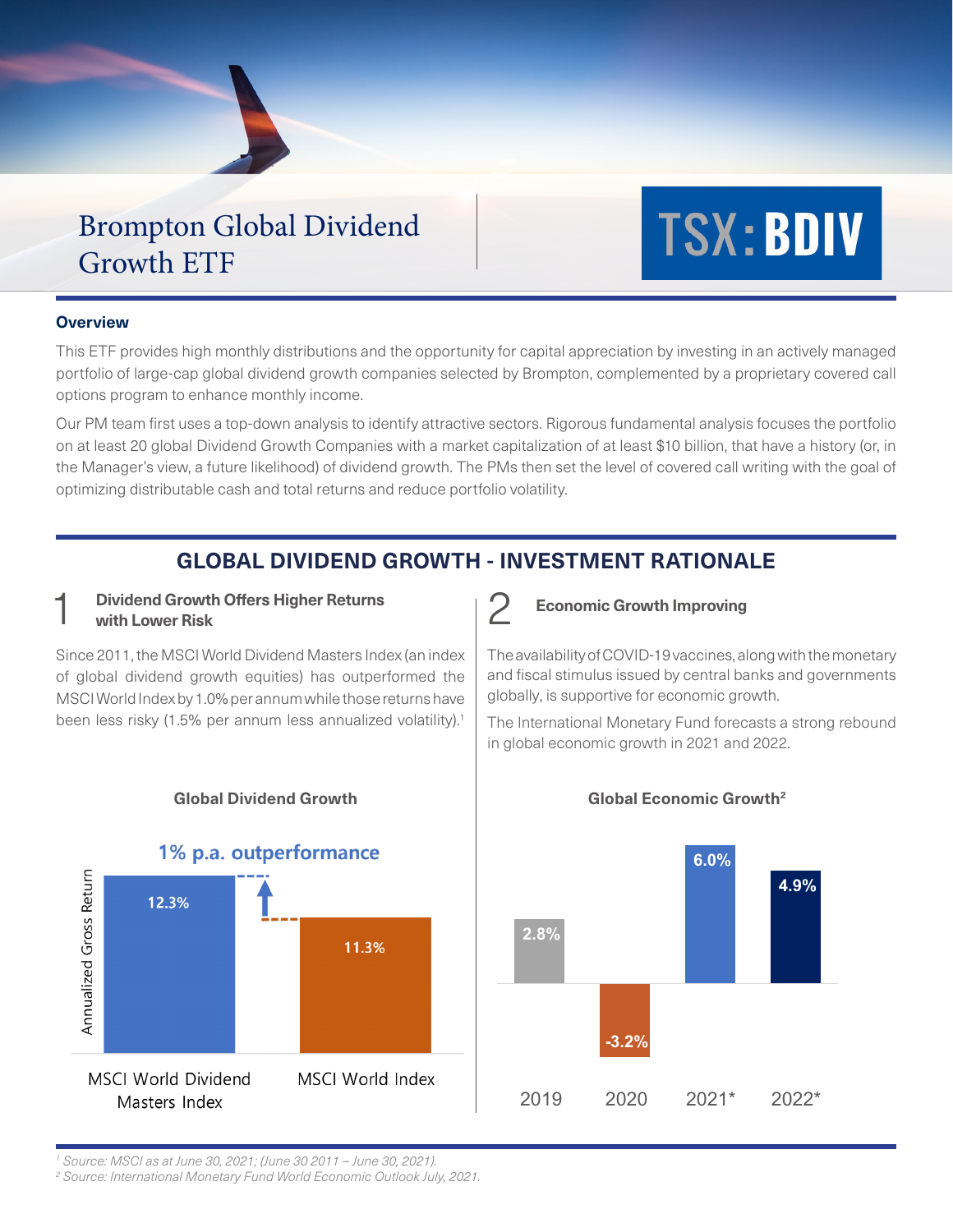# Brompton Global Dividend Growth ETF

**TSX: BDIV**

## Overview

This ETF provides high monthly distributions and the opportunity for capital appreciation by investing in an actively managed portfolio of large-cap global dividend growth companies selected by Brompton, complemented by a proprietary covered call options program to enhance monthly income.

Our PM team first uses a top-down analysis to identify attractive sectors. Rigorous fundamental analysis focuses the portfolio on at least 20 global Dividend Growth Companies with a market capitalization of at least $10 billion, that have a history (or, in the Manager's view, a future likelihood) of dividend growth. The PMs then set the level of covered call writing with the goal of optimizing distributable cash and total returns and reduce portfolio volatility.

## GLOBAL DIVIDEND GROWTH - INVESTMENT RATIONALE

### 1 Dividend Growth Offers Higher Returns with Lower Risk

Since 2011, the MSCI World Dividend Masters Index (an index of global dividend growth equities) has outperformed the MSCI World Index by 1.0% per annum while those returns have been less risky (1.5% per annum less annualized volatility).[1]

**Global Dividend Growth**

1% p.a. outperformance

| | Annualized Gross Return |
|---|---|
| MSCI World Dividend Masters Index | 12.3% |
| MSCI World Index | 11.3% |

### 2 Economic Growth Improving

The availability of COVID-19 vaccines, along with the monetary and fiscal stimulus issued by central banks and governments globally, is supportive for economic growth.

The International Monetary Fund forecasts a strong rebound in global economic growth in 2021 and 2022.

**Global Economic Growth[2]**

| 2019 | 2020 | 2021* | 2022* |
|---|---|---|---|
| 2.8% | -3.2% | 6.0% | 4.9% |

*[1] Source: MSCI as at June 30, 2021; (June 30 2011 – June 30, 2021).*
*[2] Source: International Monetary Fund World Economic Outlook July, 2021.*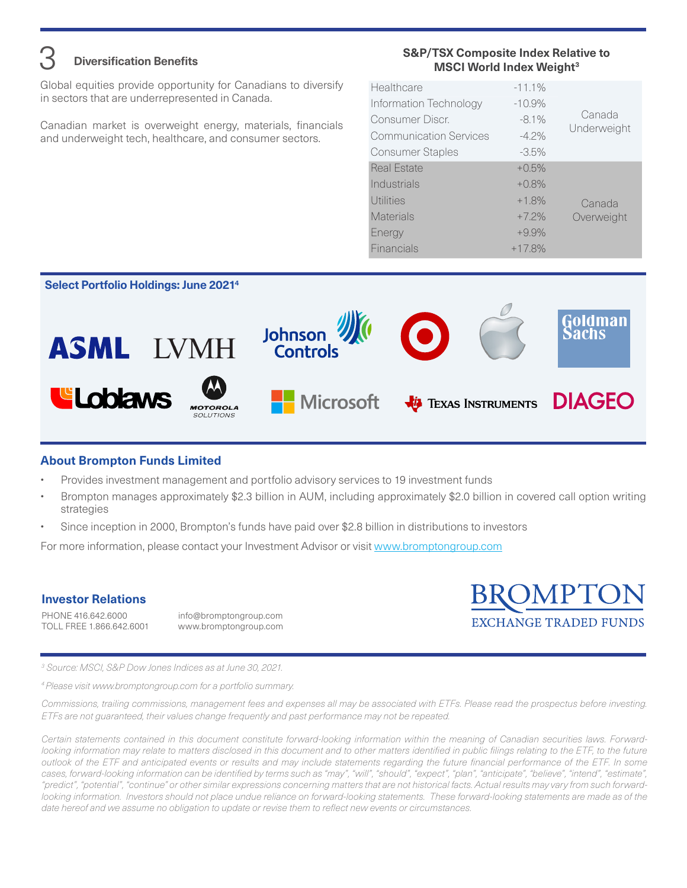## 3 Diversification Benefits

Global equities provide opportunity for Canadians to diversify in sectors that are underrepresented in Canada.

Canadian market is overweight energy, materials, financials and underweight tech, healthcare, and consumer sectors.

**S&P/TSX Composite Index Relative to MSCI World Index Weight[3]**

| | | |
|---|---|---|
| Healthcare | -11.1% | Canada Underweight |
| Information Technology | -10.9% | |
| Consumer Discr. | -8.1% | |
| Communication Services | -4.2% | |
| Consumer Staples | -3.5% | |
| Real Estate | +0.5% | Canada Overweight |
| Industrials | +0.8% | |
| Utilities | +1.8% | |
| Materials | +7.2% | |
| Energy | +9.9% | |
| Financials | +17.8% | |

**Select Portfolio Holdings: June 2021[4]**

ASML, LVMH, Johnson Controls, Target, Apple, Goldman Sachs, Loblaws, Motorola Solutions, Microsoft, Texas Instruments, Diageo

## About Brompton Funds Limited

- Provides investment management and portfolio advisory services to 19 investment funds
- Brompton manages approximately $2.3 billion in AUM, including approximately $2.0 billion in covered call option writing strategies
- Since inception in 2000, Brompton's funds have paid over $2.8 billion in distributions to investors

For more information, please contact your Investment Advisor or visit www.bromptongroup.com

### Investor Relations

PHONE 416.642.6000
TOLL FREE 1.866.642.6001

info@bromptongroup.com
www.bromptongroup.com

BROMPTON EXCHANGE TRADED FUNDS

*[3] Source: MSCI, S&P Dow Jones Indices as at June 30, 2021.*

*[4] Please visit www.bromptongroup.com for a portfolio summary.*

*Commissions, trailing commissions, management fees and expenses all may be associated with ETFs. Please read the prospectus before investing. ETFs are not guaranteed, their values change frequently and past performance may not be repeated.*

*Certain statements contained in this document constitute forward-looking information within the meaning of Canadian securities laws. Forward-looking information may relate to matters disclosed in this document and to other matters identified in public filings relating to the ETF, to the future outlook of the ETF and anticipated events or results and may include statements regarding the future financial performance of the ETF. In some cases, forward-looking information can be identified by terms such as "may", "will", "should", "expect", "plan", "anticipate", "believe", "intend", "estimate", "predict", "potential", "continue" or other similar expressions concerning matters that are not historical facts. Actual results may vary from such forward-looking information. Investors should not place undue reliance on forward-looking statements. These forward-looking statements are made as of the date hereof and we assume no obligation to update or revise them to reflect new events or circumstances.*